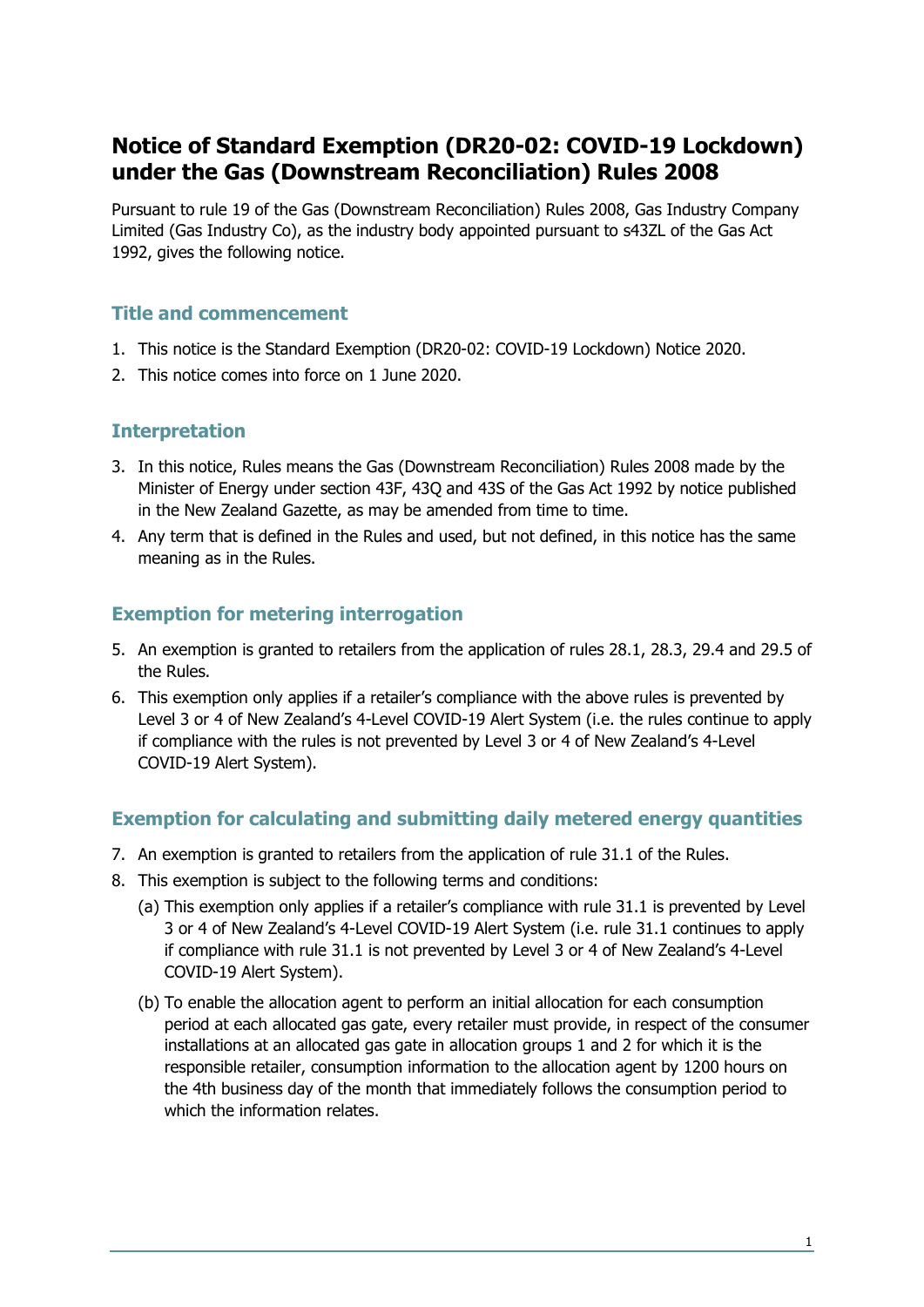# Notice of Standard Exemption (DR20-02: COVID-19 Lockdown) under the Gas (Downstream Reconciliation) Rules 2008

Pursuant to rule 19 of the Gas (Downstream Reconciliation) Rules 2008, Gas Industry Company Limited (Gas Industry Co), as the industry body appointed pursuant to s43ZL of the Gas Act 1992, gives the following notice.

## Title and commencement

1. This notice is the Standard Exemption (DR20-02: COVID-19 Lockdown) Notice 2020.
2. This notice comes into force on 1 June 2020.

## Interpretation

3. In this notice, Rules means the Gas (Downstream Reconciliation) Rules 2008 made by the Minister of Energy under section 43F, 43Q and 43S of the Gas Act 1992 by notice published in the New Zealand Gazette, as may be amended from time to time.
4. Any term that is defined in the Rules and used, but not defined, in this notice has the same meaning as in the Rules.

## Exemption for metering interrogation

5. An exemption is granted to retailers from the application of rules 28.1, 28.3, 29.4 and 29.5 of the Rules.
6. This exemption only applies if a retailer's compliance with the above rules is prevented by Level 3 or 4 of New Zealand's 4-Level COVID-19 Alert System (i.e. the rules continue to apply if compliance with the rules is not prevented by Level 3 or 4 of New Zealand's 4-Level COVID-19 Alert System).

## Exemption for calculating and submitting daily metered energy quantities

7. An exemption is granted to retailers from the application of rule 31.1 of the Rules.
8. This exemption is subject to the following terms and conditions:
   (a) This exemption only applies if a retailer's compliance with rule 31.1 is prevented by Level 3 or 4 of New Zealand's 4-Level COVID-19 Alert System (i.e. rule 31.1 continues to apply if compliance with rule 31.1 is not prevented by Level 3 or 4 of New Zealand's 4-Level COVID-19 Alert System).

   (b) To enable the allocation agent to perform an initial allocation for each consumption period at each allocated gas gate, every retailer must provide, in respect of the consumer installations at an allocated gas gate in allocation groups 1 and 2 for which it is the responsible retailer, consumption information to the allocation agent by 1200 hours on the 4th business day of the month that immediately follows the consumption period to which the information relates.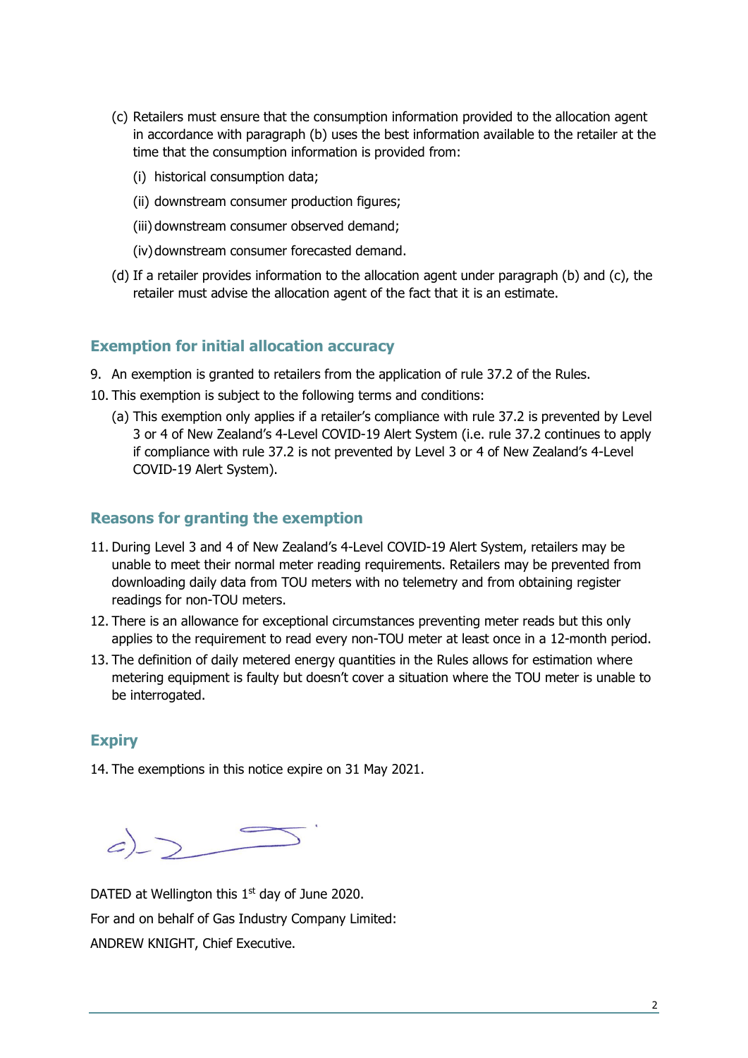(c) Retailers must ensure that the consumption information provided to the allocation agent in accordance with paragraph (b) uses the best information available to the retailer at the time that the consumption information is provided from:

(i) historical consumption data;

(ii) downstream consumer production figures;

(iii) downstream consumer observed demand;

(iv) downstream consumer forecasted demand.

(d) If a retailer provides information to the allocation agent under paragraph (b) and (c), the retailer must advise the allocation agent of the fact that it is an estimate.

## Exemption for initial allocation accuracy

9. An exemption is granted to retailers from the application of rule 37.2 of the Rules.
10. This exemption is subject to the following terms and conditions:

(a) This exemption only applies if a retailer's compliance with rule 37.2 is prevented by Level 3 or 4 of New Zealand's 4-Level COVID-19 Alert System (i.e. rule 37.2 continues to apply if compliance with rule 37.2 is not prevented by Level 3 or 4 of New Zealand's 4-Level COVID-19 Alert System).

## Reasons for granting the exemption

11. During Level 3 and 4 of New Zealand's 4-Level COVID-19 Alert System, retailers may be unable to meet their normal meter reading requirements. Retailers may be prevented from downloading daily data from TOU meters with no telemetry and from obtaining register readings for non-TOU meters.
12. There is an allowance for exceptional circumstances preventing meter reads but this only applies to the requirement to read every non-TOU meter at least once in a 12-month period.
13. The definition of daily metered energy quantities in the Rules allows for estimation where metering equipment is faulty but doesn't cover a situation where the TOU meter is unable to be interrogated.

## Expiry

14. The exemptions in this notice expire on 31 May 2021.

DATED at Wellington this 1st day of June 2020.

For and on behalf of Gas Industry Company Limited:

ANDREW KNIGHT, Chief Executive.